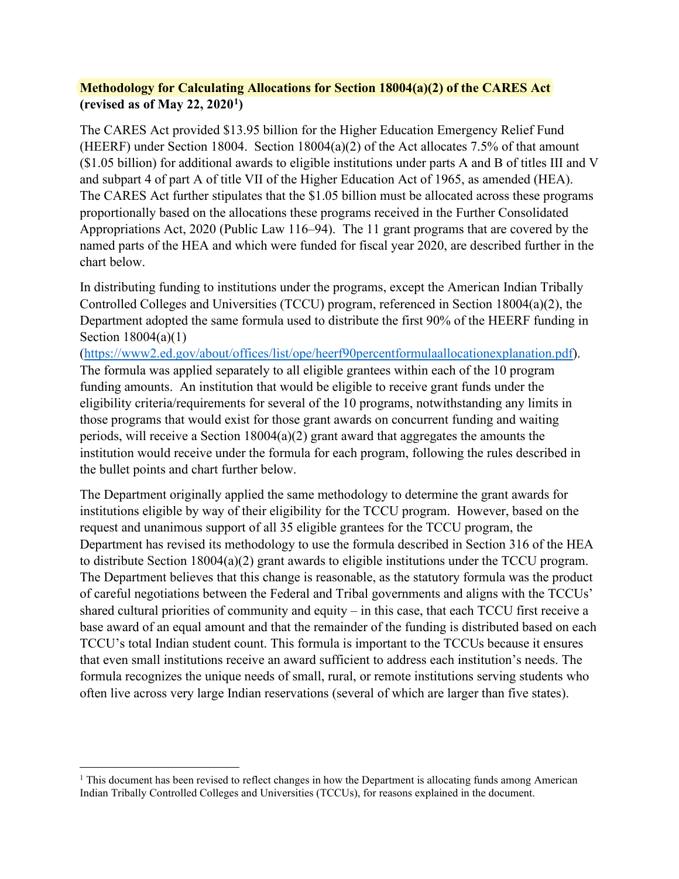**Methodology for Calculating Allocations for Section 18004(a)(2) of the CARES Act (revised as of May 22, 2020[1])**

The CARES Act provided $13.95 billion for the Higher Education Emergency Relief Fund (HEERF) under Section 18004. Section 18004(a)(2) of the Act allocates 7.5% of that amount ($1.05 billion) for additional awards to eligible institutions under parts A and B of titles III and V and subpart 4 of part A of title VII of the Higher Education Act of 1965, as amended (HEA). The CARES Act further stipulates that the $1.05 billion must be allocated across these programs proportionally based on the allocations these programs received in the Further Consolidated Appropriations Act, 2020 (Public Law 116–94). The 11 grant programs that are covered by the named parts of the HEA and which were funded for fiscal year 2020, are described further in the chart below.

In distributing funding to institutions under the programs, except the American Indian Tribally Controlled Colleges and Universities (TCCU) program, referenced in Section 18004(a)(2), the Department adopted the same formula used to distribute the first 90% of the HEERF funding in Section 18004(a)(1) (https://www2.ed.gov/about/offices/list/ope/heerf90percentformulaallocationexplanation.pdf). The formula was applied separately to all eligible grantees within each of the 10 program funding amounts. An institution that would be eligible to receive grant funds under the eligibility criteria/requirements for several of the 10 programs, notwithstanding any limits in those programs that would exist for those grant awards on concurrent funding and waiting periods, will receive a Section 18004(a)(2) grant award that aggregates the amounts the institution would receive under the formula for each program, following the rules described in the bullet points and chart further below.

The Department originally applied the same methodology to determine the grant awards for institutions eligible by way of their eligibility for the TCCU program. However, based on the request and unanimous support of all 35 eligible grantees for the TCCU program, the Department has revised its methodology to use the formula described in Section 316 of the HEA to distribute Section 18004(a)(2) grant awards to eligible institutions under the TCCU program. The Department believes that this change is reasonable, as the statutory formula was the product of careful negotiations between the Federal and Tribal governments and aligns with the TCCUs' shared cultural priorities of community and equity – in this case, that each TCCU first receive a base award of an equal amount and that the remainder of the funding is distributed based on each TCCU's total Indian student count. This formula is important to the TCCUs because it ensures that even small institutions receive an award sufficient to address each institution's needs. The formula recognizes the unique needs of small, rural, or remote institutions serving students who often live across very large Indian reservations (several of which are larger than five states).

[1] This document has been revised to reflect changes in how the Department is allocating funds among American Indian Tribally Controlled Colleges and Universities (TCCUs), for reasons explained in the document.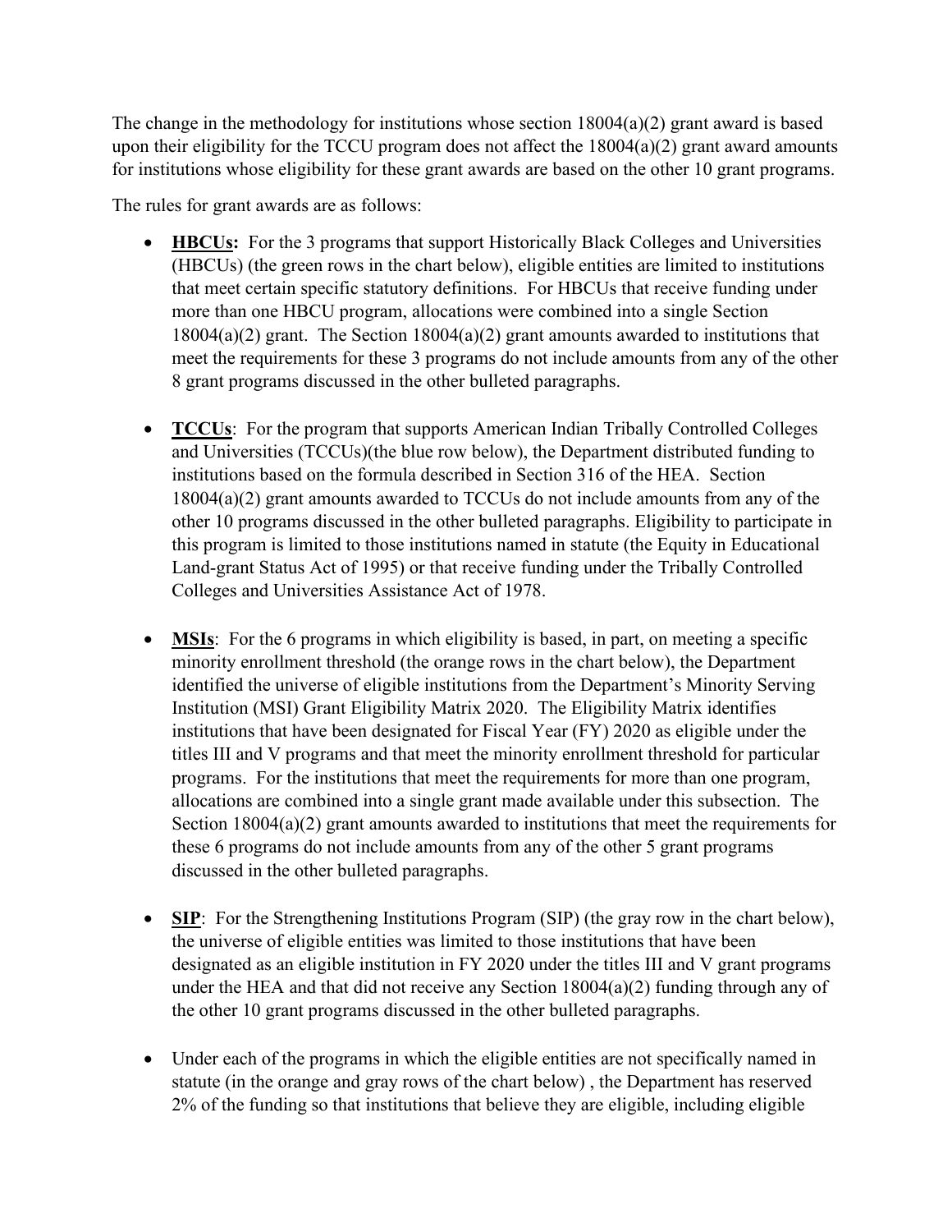The change in the methodology for institutions whose section 18004(a)(2) grant award is based upon their eligibility for the TCCU program does not affect the 18004(a)(2) grant award amounts for institutions whose eligibility for these grant awards are based on the other 10 grant programs.

The rules for grant awards are as follows:

- **HBCUs:** For the 3 programs that support Historically Black Colleges and Universities (HBCUs) (the green rows in the chart below), eligible entities are limited to institutions that meet certain specific statutory definitions. For HBCUs that receive funding under more than one HBCU program, allocations were combined into a single Section 18004(a)(2) grant. The Section 18004(a)(2) grant amounts awarded to institutions that meet the requirements for these 3 programs do not include amounts from any of the other 8 grant programs discussed in the other bulleted paragraphs.

- **TCCUs**: For the program that supports American Indian Tribally Controlled Colleges and Universities (TCCUs)(the blue row below), the Department distributed funding to institutions based on the formula described in Section 316 of the HEA. Section 18004(a)(2) grant amounts awarded to TCCUs do not include amounts from any of the other 10 programs discussed in the other bulleted paragraphs. Eligibility to participate in this program is limited to those institutions named in statute (the Equity in Educational Land-grant Status Act of 1995) or that receive funding under the Tribally Controlled Colleges and Universities Assistance Act of 1978.

- **MSIs**: For the 6 programs in which eligibility is based, in part, on meeting a specific minority enrollment threshold (the orange rows in the chart below), the Department identified the universe of eligible institutions from the Department's Minority Serving Institution (MSI) Grant Eligibility Matrix 2020. The Eligibility Matrix identifies institutions that have been designated for Fiscal Year (FY) 2020 as eligible under the titles III and V programs and that meet the minority enrollment threshold for particular programs. For the institutions that meet the requirements for more than one program, allocations are combined into a single grant made available under this subsection. The Section 18004(a)(2) grant amounts awarded to institutions that meet the requirements for these 6 programs do not include amounts from any of the other 5 grant programs discussed in the other bulleted paragraphs.

- **SIP**: For the Strengthening Institutions Program (SIP) (the gray row in the chart below), the universe of eligible entities was limited to those institutions that have been designated as an eligible institution in FY 2020 under the titles III and V grant programs under the HEA and that did not receive any Section 18004(a)(2) funding through any of the other 10 grant programs discussed in the other bulleted paragraphs.

- Under each of the programs in which the eligible entities are not specifically named in statute (in the orange and gray rows of the chart below) , the Department has reserved 2% of the funding so that institutions that believe they are eligible, including eligible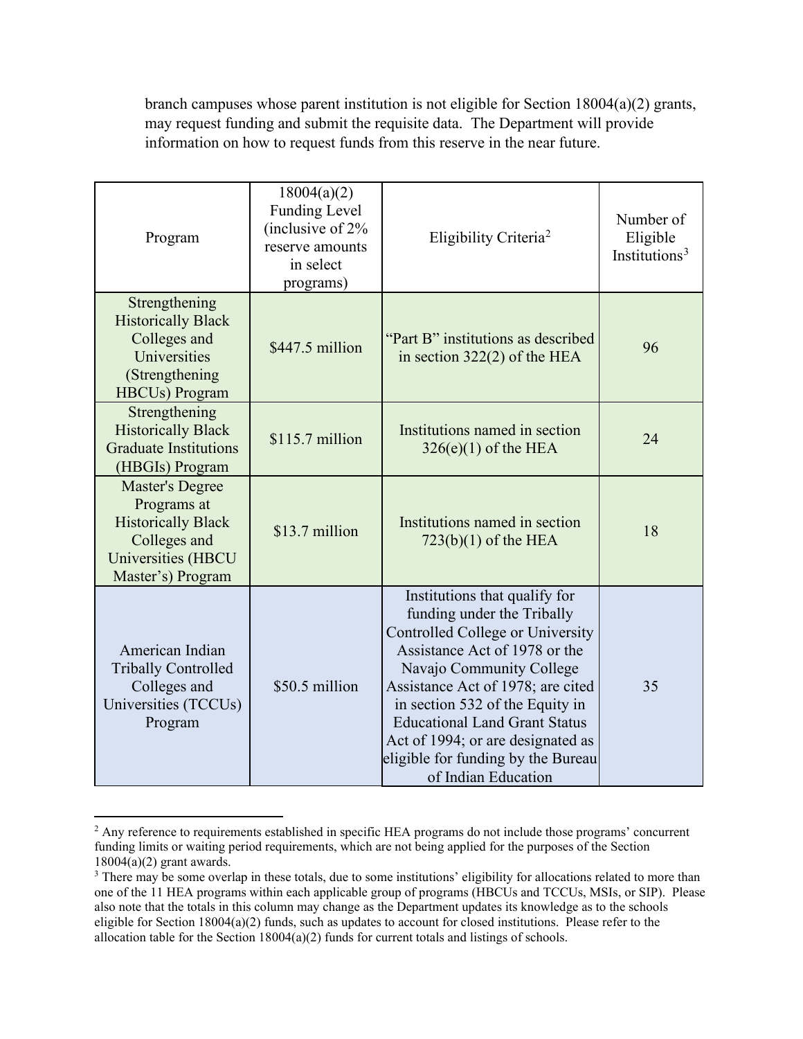branch campuses whose parent institution is not eligible for Section 18004(a)(2) grants, may request funding and submit the requisite data. The Department will provide information on how to request funds from this reserve in the near future.

| Program | 18004(a)(2) Funding Level (inclusive of 2% reserve amounts in select programs) | Eligibility Criteria[2] | Number of Eligible Institutions[3] |
|---|---|---|---|
| Strengthening Historically Black Colleges and Universities (Strengthening HBCUs) Program | \$447.5 million | "Part B" institutions as described in section 322(2) of the HEA | 96 |
| Strengthening Historically Black Graduate Institutions (HBGIs) Program | \$115.7 million | Institutions named in section 326(e)(1) of the HEA | 24 |
| Master's Degree Programs at Historically Black Colleges and Universities (HBCU Master's) Program | \$13.7 million | Institutions named in section 723(b)(1) of the HEA | 18 |
| American Indian Tribally Controlled Colleges and Universities (TCCUs) Program | \$50.5 million | Institutions that qualify for funding under the Tribally Controlled College or University Assistance Act of 1978 or the Navajo Community College Assistance Act of 1978; are cited in section 532 of the Equity in Educational Land Grant Status Act of 1994; or are designated as eligible for funding by the Bureau of Indian Education | 35 |

[2] Any reference to requirements established in specific HEA programs do not include those programs' concurrent funding limits or waiting period requirements, which are not being applied for the purposes of the Section 18004(a)(2) grant awards.

[3] There may be some overlap in these totals, due to some institutions' eligibility for allocations related to more than one of the 11 HEA programs within each applicable group of programs (HBCUs and TCCUs, MSIs, or SIP). Please also note that the totals in this column may change as the Department updates its knowledge as to the schools eligible for Section 18004(a)(2) funds, such as updates to account for closed institutions. Please refer to the allocation table for the Section 18004(a)(2) funds for current totals and listings of schools.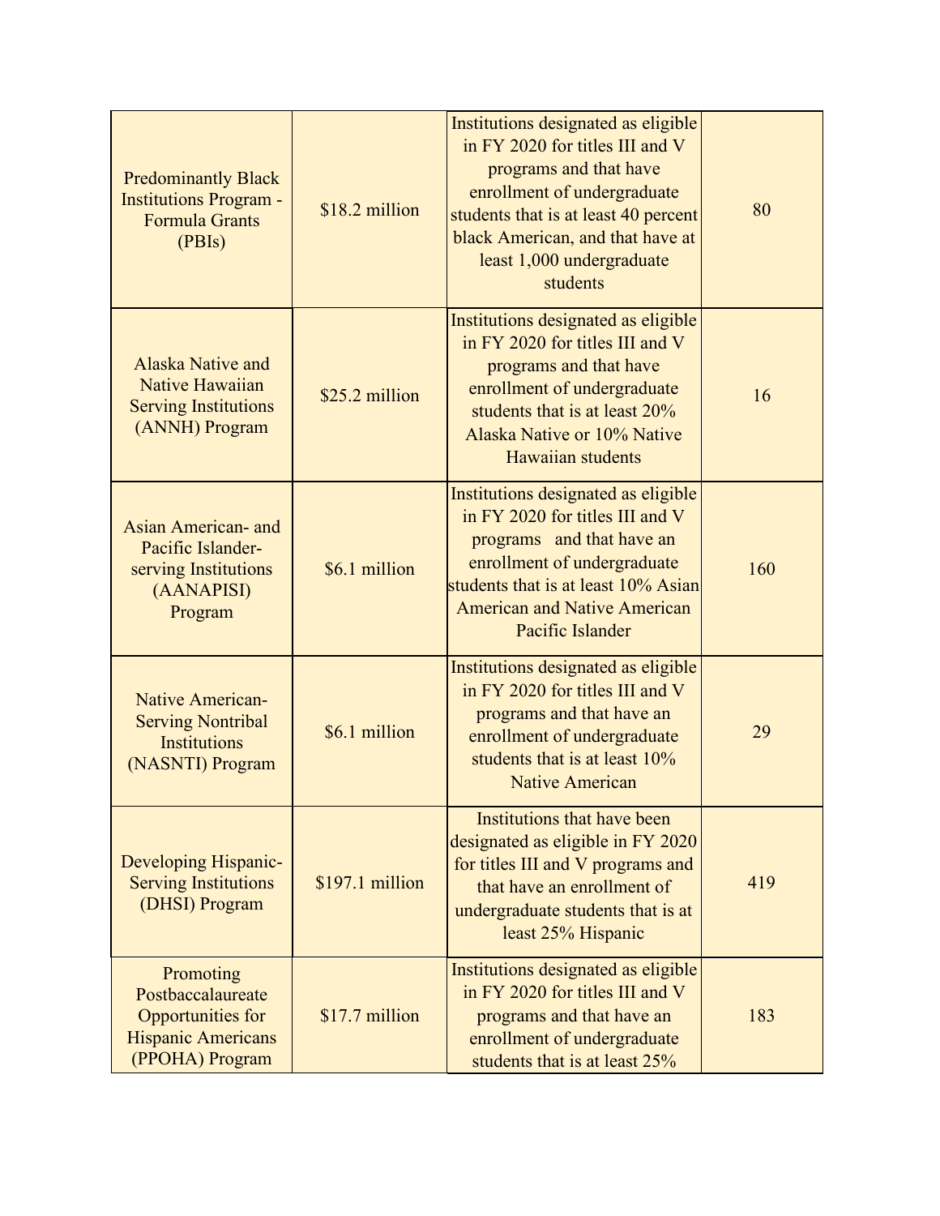| | | | |
|---|---|---|---|
| Predominantly Black Institutions Program - Formula Grants (PBIs) | $18.2 million | Institutions designated as eligible in FY 2020 for titles III and V programs and that have enrollment of undergraduate students that is at least 40 percent black American, and that have at least 1,000 undergraduate students | 80 |
| Alaska Native and Native Hawaiian Serving Institutions (ANNH) Program | $25.2 million | Institutions designated as eligible in FY 2020 for titles III and V programs and that have enrollment of undergraduate students that is at least 20% Alaska Native or 10% Native Hawaiian students | 16 |
| Asian American- and Pacific Islander-serving Institutions (AANAPISI) Program | $6.1 million | Institutions designated as eligible in FY 2020 for titles III and V programs and that have an enrollment of undergraduate students that is at least 10% Asian American and Native American Pacific Islander | 160 |
| Native American-Serving Nontribal Institutions (NASNTI) Program | $6.1 million | Institutions designated as eligible in FY 2020 for titles III and V programs and that have an enrollment of undergraduate students that is at least 10% Native American | 29 |
| Developing Hispanic-Serving Institutions (DHSI) Program | $197.1 million | Institutions that have been designated as eligible in FY 2020 for titles III and V programs and that have an enrollment of undergraduate students that is at least 25% Hispanic | 419 |
| Promoting Postbaccalaureate Opportunities for Hispanic Americans (PPOHA) Program | $17.7 million | Institutions designated as eligible in FY 2020 for titles III and V programs and that have an enrollment of undergraduate students that is at least 25% | 183 |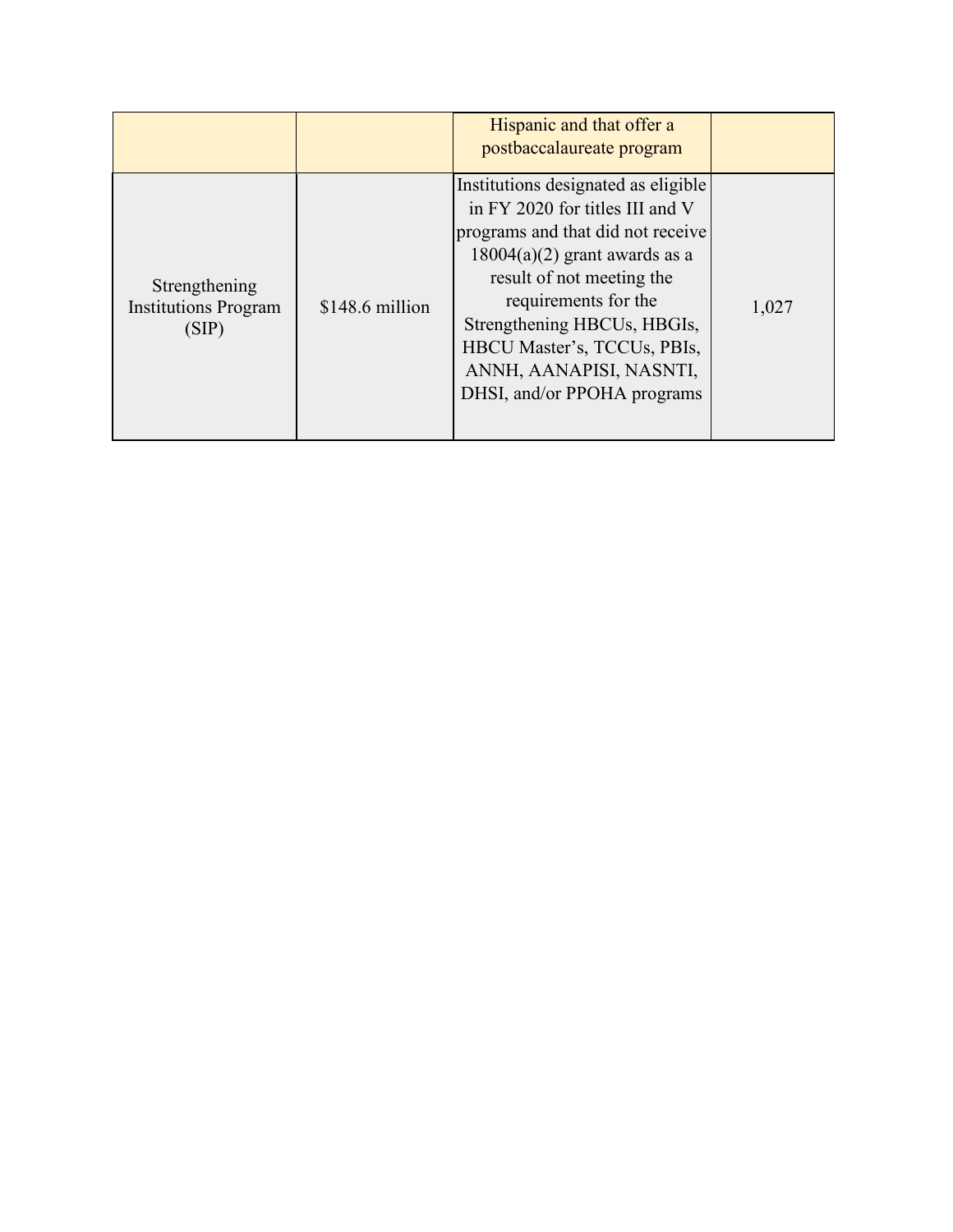| | | | |
|---|---|---|---|
| | | Hispanic and that offer a postbaccalaureate program | |
| Strengthening Institutions Program (SIP) | $148.6 million | Institutions designated as eligible in FY 2020 for titles III and V programs and that did not receive 18004(a)(2) grant awards as a result of not meeting the requirements for the Strengthening HBCUs, HBGIs, HBCU Master's, TCCUs, PBIs, ANNH, AANAPISI, NASNTI, DHSI, and/or PPOHA programs | 1,027 |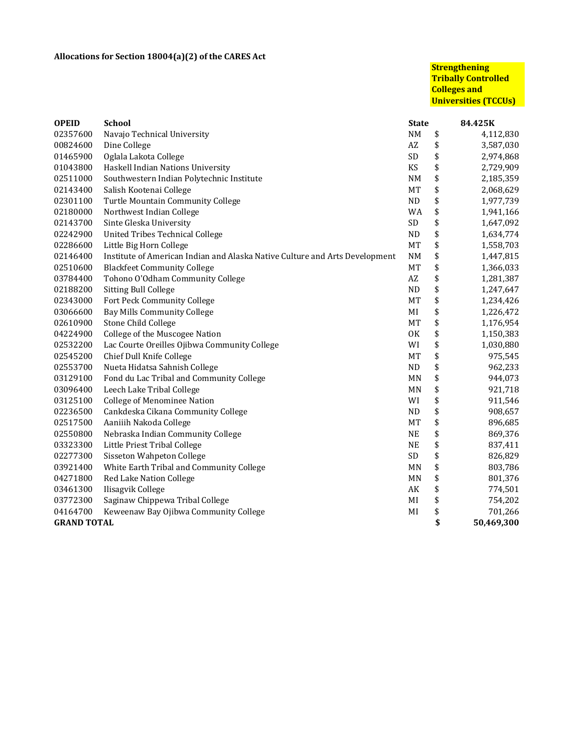**Allocations for Section 18004(a)(2) of the CARES Act**

| OPEID | School | State | Strengthening Tribally Controlled Colleges and Universities (TCCUs) 84.425K |
|---|---|---|---|
| 02357600 | Navajo Technical University | NM | $ 4,112,830 |
| 00824600 | Dine College | AZ | $ 3,587,030 |
| 01465900 | Oglala Lakota College | SD | $ 2,974,868 |
| 01043800 | Haskell Indian Nations University | KS | $ 2,729,909 |
| 02511000 | Southwestern Indian Polytechnic Institute | NM | $ 2,185,359 |
| 02143400 | Salish Kootenai College | MT | $ 2,068,629 |
| 02301100 | Turtle Mountain Community College | ND | $ 1,977,739 |
| 02180000 | Northwest Indian College | WA | $ 1,941,166 |
| 02143700 | Sinte Gleska University | SD | $ 1,647,092 |
| 02242900 | United Tribes Technical College | ND | $ 1,634,774 |
| 02286600 | Little Big Horn College | MT | $ 1,558,703 |
| 02146400 | Institute of American Indian and Alaska Native Culture and Arts Development | NM | $ 1,447,815 |
| 02510600 | Blackfeet Community College | MT | $ 1,366,033 |
| 03784400 | Tohono O'Odham Community College | AZ | $ 1,281,387 |
| 02188200 | Sitting Bull College | ND | $ 1,247,647 |
| 02343000 | Fort Peck Community College | MT | $ 1,234,426 |
| 03066600 | Bay Mills Community College | MI | $ 1,226,472 |
| 02610900 | Stone Child College | MT | $ 1,176,954 |
| 04224900 | College of the Muscogee Nation | OK | $ 1,150,383 |
| 02532200 | Lac Courte Oreilles Ojibwa Community College | WI | $ 1,030,880 |
| 02545200 | Chief Dull Knife College | MT | $ 975,545 |
| 02553700 | Nueta Hidatsa Sahnish College | ND | $ 962,233 |
| 03129100 | Fond du Lac Tribal and Community College | MN | $ 944,073 |
| 03096400 | Leech Lake Tribal College | MN | $ 921,718 |
| 03125100 | College of Menominee Nation | WI | $ 911,546 |
| 02236500 | Cankdeska Cikana Community College | ND | $ 908,657 |
| 02517500 | Aaniiih Nakoda College | MT | $ 896,685 |
| 02550800 | Nebraska Indian Community College | NE | $ 869,376 |
| 03323300 | Little Priest Tribal College | NE | $ 837,411 |
| 02277300 | Sisseton Wahpeton College | SD | $ 826,829 |
| 03921400 | White Earth Tribal and Community College | MN | $ 803,786 |
| 04271800 | Red Lake Nation College | MN | $ 801,376 |
| 03461300 | Ilisagvik College | AK | $ 774,501 |
| 03772300 | Saginaw Chippewa Tribal College | MI | $ 754,202 |
| 04164700 | Keweenaw Bay Ojibwa Community College | MI | $ 701,266 |
| **GRAND TOTAL** | | | **$ 50,469,300** |